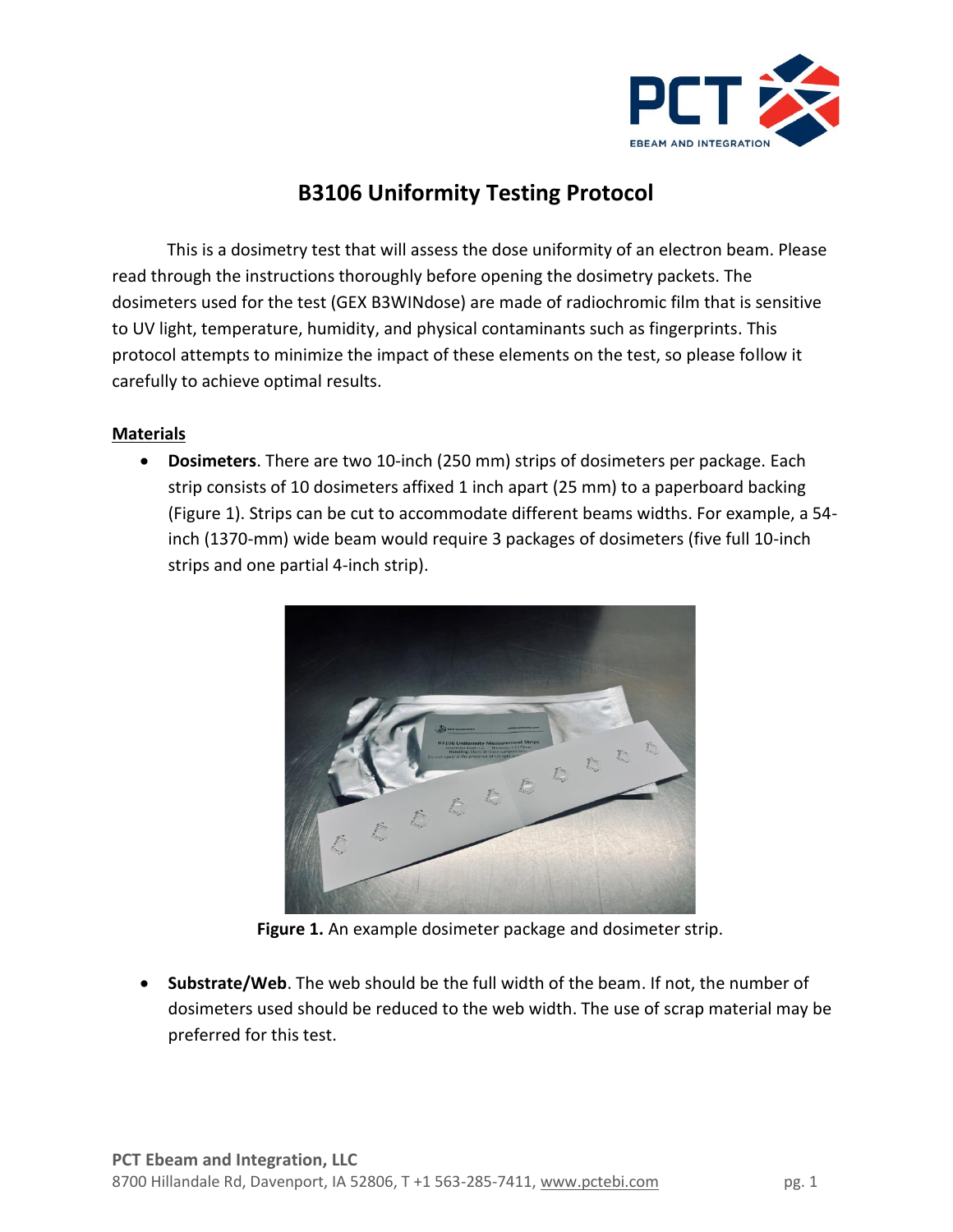# B3106 Uniformity Testing Protocol

This is a dosimetry test that will assess the dose uniformity of an electron beam. Please read through the instructions thoroughly before opening the dosimetry packets. The dosimeters used for the test (GEX B3WINdose) are made of radiochromic film that is sensitive to UV light, temperature, humidity, and physical contaminants such as fingerprints. This protocol attempts to minimize the impact of these elements on the test, so please follow it carefully to achieve optimal results.

## Materials

- **Dosimeters**. There are two 10-inch (250 mm) strips of dosimeters per package. Each strip consists of 10 dosimeters affixed 1 inch apart (25 mm) to a paperboard backing (Figure 1). Strips can be cut to accommodate different beams widths. For example, a 54-inch (1370-mm) wide beam would require 3 packages of dosimeters (five full 10-inch strips and one partial 4-inch strip).

**Figure 1.** An example dosimeter package and dosimeter strip.

- **Substrate/Web**. The web should be the full width of the beam. If not, the number of dosimeters used should be reduced to the web width. The use of scrap material may be preferred for this test.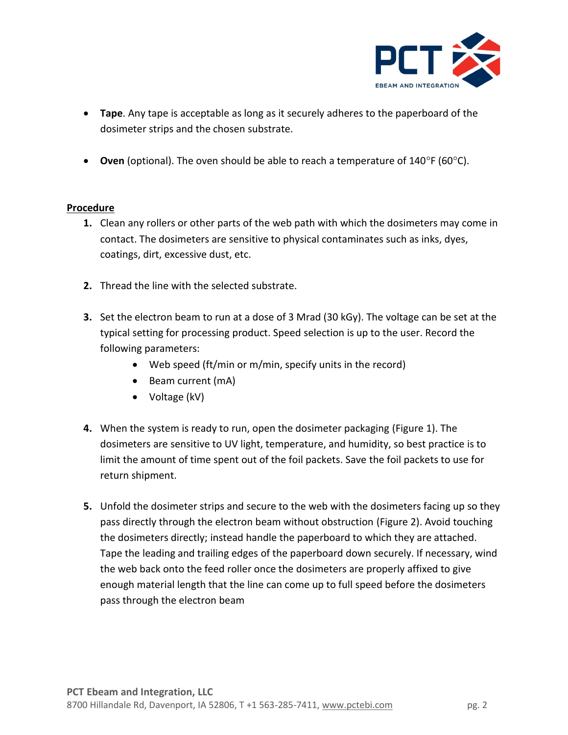- **Tape**. Any tape is acceptable as long as it securely adheres to the paperboard of the dosimeter strips and the chosen substrate.

- **Oven** (optional). The oven should be able to reach a temperature of 140°F (60°C).

**Procedure**

1. Clean any rollers or other parts of the web path with which the dosimeters may come in contact. The dosimeters are sensitive to physical contaminates such as inks, dyes, coatings, dirt, excessive dust, etc.

2. Thread the line with the selected substrate.

3. Set the electron beam to run at a dose of 3 Mrad (30 kGy). The voltage can be set at the typical setting for processing product. Speed selection is up to the user. Record the following parameters:
   - Web speed (ft/min or m/min, specify units in the record)
   - Beam current (mA)
   - Voltage (kV)

4. When the system is ready to run, open the dosimeter packaging (Figure 1). The dosimeters are sensitive to UV light, temperature, and humidity, so best practice is to limit the amount of time spent out of the foil packets. Save the foil packets to use for return shipment.

5. Unfold the dosimeter strips and secure to the web with the dosimeters facing up so they pass directly through the electron beam without obstruction (Figure 2). Avoid touching the dosimeters directly; instead handle the paperboard to which they are attached. Tape the leading and trailing edges of the paperboard down securely. If necessary, wind the web back onto the feed roller once the dosimeters are properly affixed to give enough material length that the line can come up to full speed before the dosimeters pass through the electron beam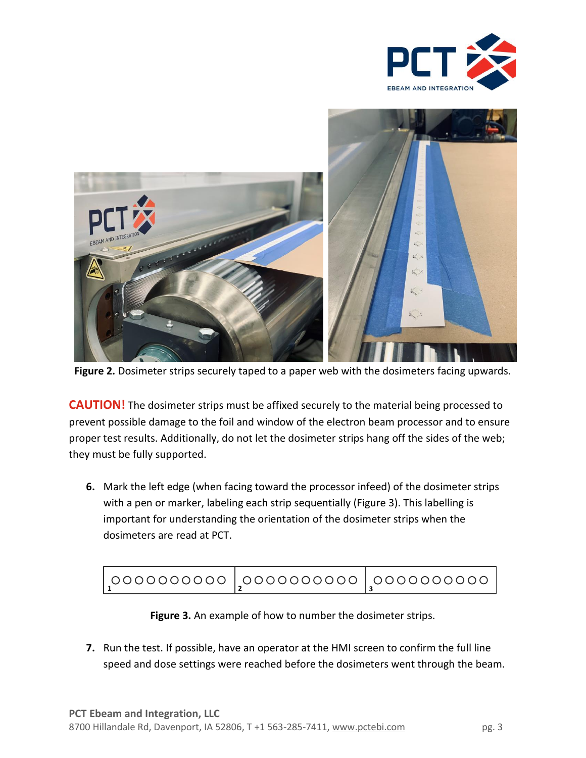**Figure 2.** Dosimeter strips securely taped to a paper web with the dosimeters facing upwards.

**CAUTION!** The dosimeter strips must be affixed securely to the material being processed to prevent possible damage to the foil and window of the electron beam processor and to ensure proper test results. Additionally, do not let the dosimeter strips hang off the sides of the web; they must be fully supported.

6. Mark the left edge (when facing toward the processor infeed) of the dosimeter strips with a pen or marker, labeling each strip sequentially (Figure 3). This labelling is important for understanding the orientation of the dosimeter strips when the dosimeters are read at PCT.

| 1 OOOOOOOOOO | 2 OOOOOOOOOO | 3 OOOOOOOOOO |
|---|---|---|

**Figure 3.** An example of how to number the dosimeter strips.

7. Run the test. If possible, have an operator at the HMI screen to confirm the full line speed and dose settings were reached before the dosimeters went through the beam.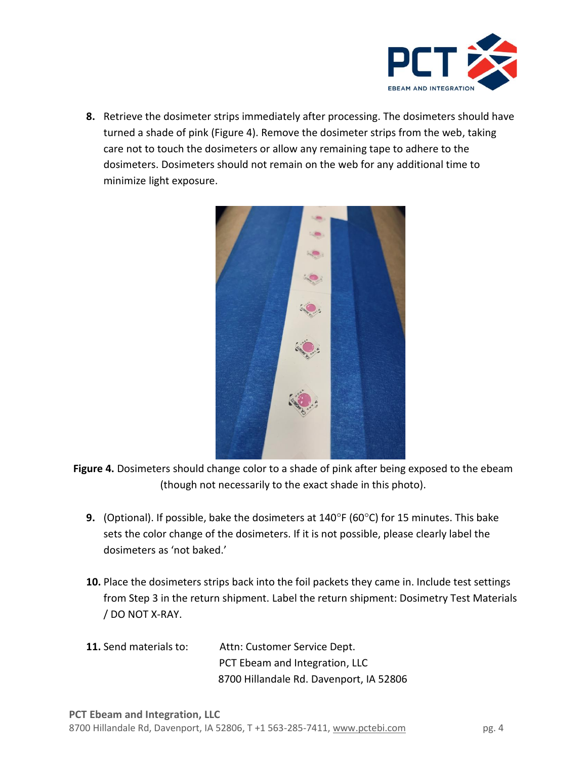8. Retrieve the dosimeter strips immediately after processing. The dosimeters should have turned a shade of pink (Figure 4). Remove the dosimeter strips from the web, taking care not to touch the dosimeters or allow any remaining tape to adhere to the dosimeters. Dosimeters should not remain on the web for any additional time to minimize light exposure.

**Figure 4.** Dosimeters should change color to a shade of pink after being exposed to the ebeam (though not necessarily to the exact shade in this photo).

9. (Optional). If possible, bake the dosimeters at 140°F (60°C) for 15 minutes. This bake sets the color change of the dosimeters. If it is not possible, please clearly label the dosimeters as 'not baked.'

10. Place the dosimeters strips back into the foil packets they came in. Include test settings from Step 3 in the return shipment. Label the return shipment: Dosimetry Test Materials / DO NOT X-RAY.

11. Send materials to:

    Attn: Customer Service Dept.
    PCT Ebeam and Integration, LLC
    8700 Hillandale Rd. Davenport, IA 52806